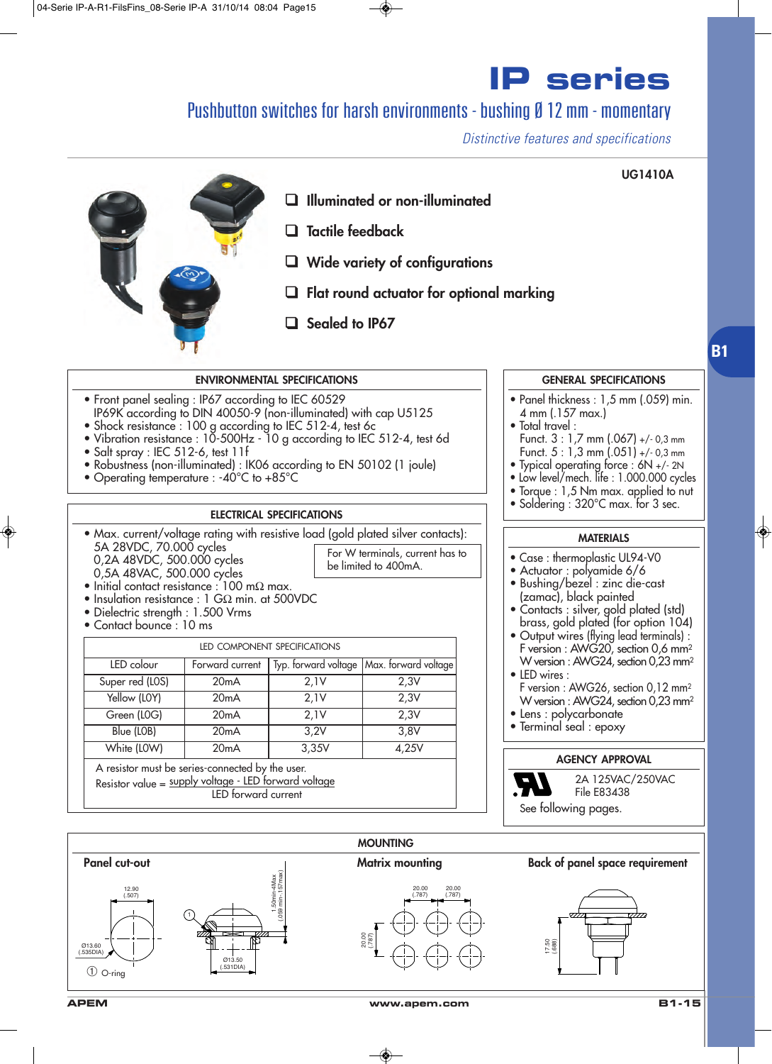# IP series

## Pushbutton switches for harsh environments - bushing Ø 12 mm - momentary

*Distinctive features and specifications*

UG1410A

- ❑ **Illuminated or non-illuminated**
- ❑ **Tactile feedback**
- ❑ **Wide variety of configurations**
- ❑ **Flat round actuator for optional marking**
- ❑ **Sealed to IP67**

B1

### ENVIRONMENTAL SPECIFICATIONS

- Front panel sealing : IP67 according to IEC 60529
  IP69K according to DIN 40050-9 (non-illuminated) with cap U5125
- Shock resistance : 100 g according to IEC 512-4, test 6c
- Vibration resistance : 10-500Hz - 10 g according to IEC 512-4, test 6d
- Salt spray : IEC 512-6, test 11f
- Robustness (non-illuminated) : IK06 according to EN 50102 (1 joule)
- Operating temperature : -40°C to +85°C

### ELECTRICAL SPECIFICATIONS

- Max. current/voltage rating with resistive load (gold plated silver contacts):
  5A 28VDC, 70.000 cycles
  0,2A 48VDC, 500.000 cycles
  0,5A 48VAC, 500.000 cycles
- Initial contact resistance : 100 mΩ max.
- Insulation resistance : 1 GΩ min. at 500VDC
- Dielectric strength : 1.500 Vrms
- Contact bounce : 10 ms

For W terminals, current has to be limited to 400mA.

LED COMPONENT SPECIFICATIONS

| LED colour | Forward current | Typ. forward voltage | Max. forward voltage |
|---|---|---|---|
| Super red (L0S) | 20mA | 2,1V | 2,3V |
| Yellow (L0Y) | 20mA | 2,1V | 2,3V |
| Green (L0G) | 20mA | 2,1V | 2,3V |
| Blue (L0B) | 20mA | 3,2V | 3,8V |
| White (L0W) | 20mA | 3,35V | 4,25V |

A resistor must be series-connected by the user.

$$\text{Resistor value} = \frac{\text{supply voltage - LED forward voltage}}{\text{LED forward current}}$$

### GENERAL SPECIFICATIONS

- Panel thickness : 1,5 mm (.059) min. 4 mm (.157 max.)
- Total travel :
  Funct. 3 : 1,7 mm (.067) +/- 0,3 mm
  Funct. 5 : 1,3 mm (.051) +/- 0,3 mm
- Typical operating force : 6N +/- 2N
- Low level/mech. life : 1.000.000 cycles
- Torque : 1,5 Nm max. applied to nut
- Soldering : 320°C max. for 3 sec.

### MATERIALS

- Case : thermoplastic UL94-V0
- Actuator : polyamide 6/6
- Bushing/bezel : zinc die-cast (zamac), black painted
- Contacts : silver, gold plated (std) brass, gold plated (for option 104)
- Output wires (flying lead terminals) :
  F version : AWG20, section 0,6 mm²
  W version : AWG24, section 0,23 mm²
- LED wires :
  F version : AWG26, section 0,12 mm²
  W version : AWG24, section 0,23 mm²
- Lens : polycarbonate
- Terminal seal : epoxy

### AGENCY APPROVAL

2A 125VAC/250VAC
File E83438

See following pages.

### MOUNTING

**Panel cut-out**

12.90 (.507)
Ø13.60 (.535DIA)
1.50min-4Max (.059 min-.157max)
Ø13.50 (.531DIA)
① O-ring

**Matrix mounting**

20.00 (.787) 20.00 (.787)
20.00 (.787)

**Back of panel space requirement**

17.50 (.688)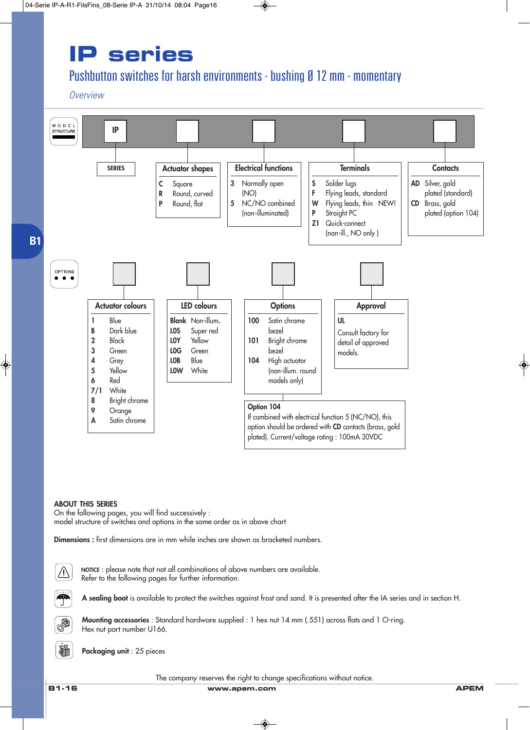# IP series

## Pushbutton switches for harsh environments - bushing Ø 12 mm - momentary

*Overview*

### MODEL STRUCTURE

IP | ☐ | ☐ | ☐ | ☐

**SERIES**: IP

**Actuator shapes**

| | |
|---|---|
| C | Square |
| R | Round, curved |
| P | Round, flat |

**Electrical functions**

| | |
|---|---|
| 3 | Normally open (NO) |
| 5 | NC/NO combined (non-illuminated) |

**Terminals**

| | |
|---|---|
| S | Solder lugs |
| F | Flying leads, standard |
| W | Flying leads, thin NEW! |
| P | Straight PC |
| Z1 | Quick-connect (non-ill., NO only ) |

**Contacts**

| | |
|---|---|
| AD | Silver, gold plated (standard) |
| CD | Brass, gold plated (option 104) |

### OPTIONS

**Actuator colours**

| | |
|---|---|
| 1 | Blue |
| B | Dark blue |
| 2 | Black |
| 3 | Green |
| 4 | Grey |
| 5 | Yellow |
| 6 | Red |
| 7/1 | White |
| 8 | Bright chrome |
| 9 | Orange |
| A | Satin chrome |

**LED colours**

| | |
|---|---|
| Blank | Non-illum. |
| L0S | Super red |
| L0Y | Yellow |
| L0G | Green |
| L0B | Blue |
| L0W | White |

**Options**

| | |
|---|---|
| 100 | Satin chrome bezel |
| 101 | Bright chrome bezel |
| 104 | High actuator (non-illum. round models only) |

**Approval**

UL

Consult factory for detail of approved models.

**Option 104**

If combined with electrical function 5 (NC/NO), this option should be ordered with **CD** contacts (brass, gold plated). Current/voltage rating : 100mA 30VDC

**ABOUT THIS SERIES**

On the following pages, you will find successively :
model structure of switches and options in the same order as in above chart

**Dimensions :** first dimensions are in mm while inches are shown as bracketed numbers.

NOTICE : please note that not all combinations of above numbers are available.
Refer to the following pages for further information.

**A sealing boot** is available to protect the switches against frost and sand. It is presented after the IA series and in section H.

**Mounting accessories** : Standard hardware supplied : 1 hex nut 14 mm (.551) across flats and 1 O-ring.
Hex nut part number U166.

**Packaging unit** : 25 pieces

The company reserves the right to change specifications without notice.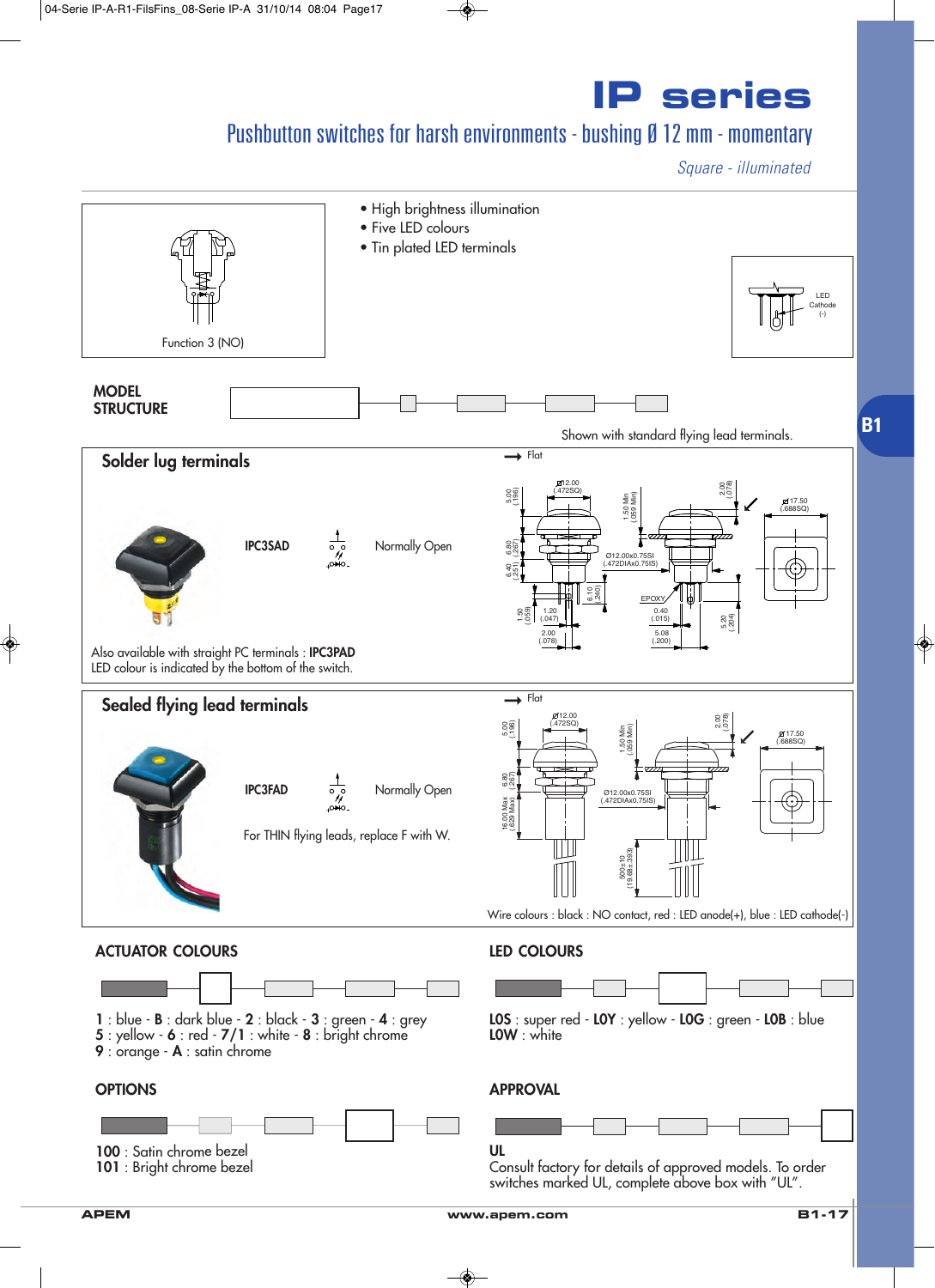# IP series

## Pushbutton switches for harsh environments - bushing Ø 12 mm - momentary

*Square - illuminated*

Function 3 (NO)

- High brightness illumination
- Five LED colours
- Tin plated LED terminals

LED Cathode (-)

## MODEL STRUCTURE

Shown with standard flying lead terminals.

### Solder lug terminals

IPC3SAD — Normally Open

Also available with straight PC terminals : **IPC3PAD**
LED colour is indicated by the bottom of the switch.

### Sealed flying lead terminals

IPC3FAD — Normally Open

For THIN flying leads, replace F with W.

Wire colours : black : NO contact, red : LED anode(+), blue : LED cathode(-)

### ACTUATOR COLOURS

**1** : blue - **B** : dark blue - **2** : black - **3** : green - **4** : grey
**5** : yellow - **6** : red - **7/1** : white - **8** : bright chrome
**9** : orange - **A** : satin chrome

### LED COLOURS

**LOS** : super red - **LOY** : yellow - **LOG** : green - **LOB** : blue
**LOW** : white

### OPTIONS

**100** : Satin chrome bezel
**101** : Bright chrome bezel

### APPROVAL

**UL**
Consult factory for details of approved models. To order switches marked UL, complete above box with "UL".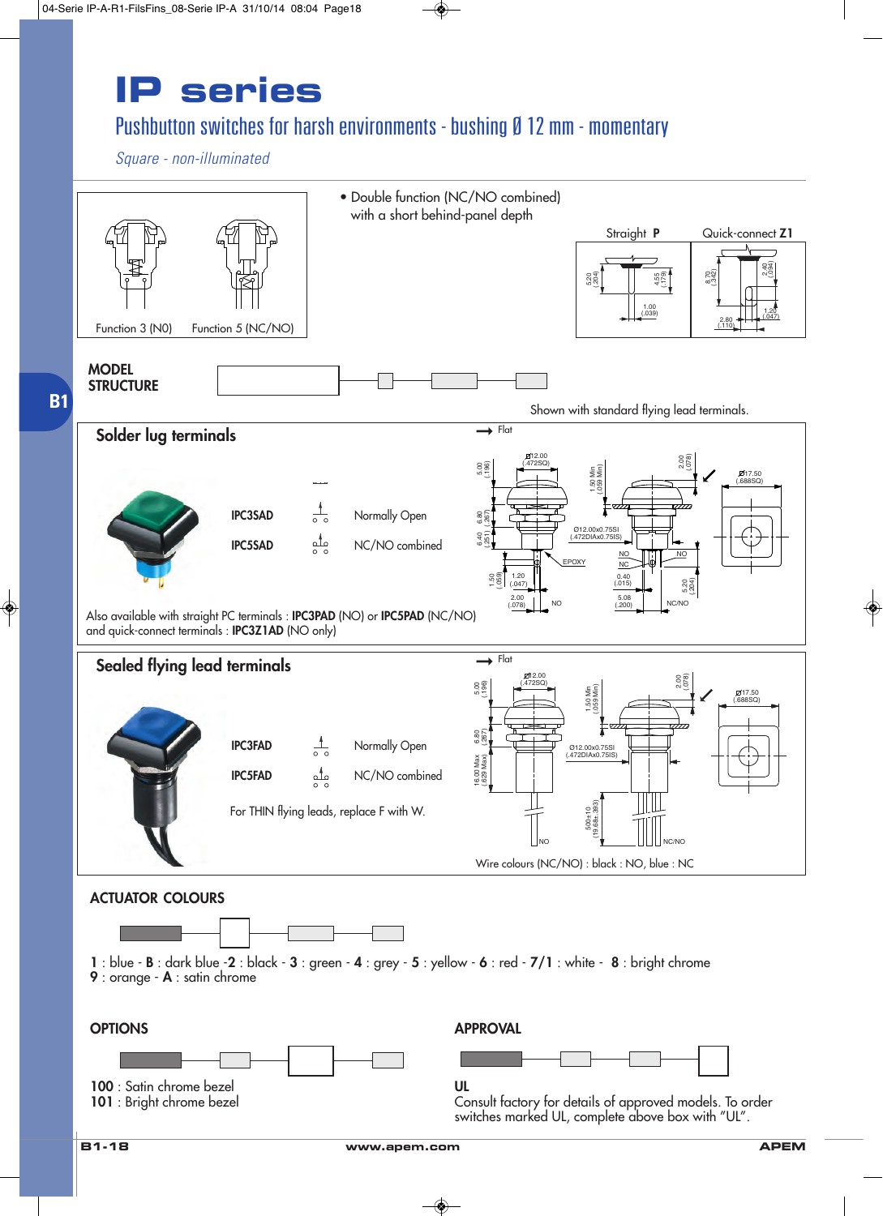# IP series

## Pushbutton switches for harsh environments - bushing Ø 12 mm - momentary

*Square - non-illuminated*

Function 3 (NO) Function 5 (NC/NO)

- Double function (NC/NO combined) with a short behind-panel depth

Straight **P** Quick-connect **Z1**

**MODEL STRUCTURE**

Shown with standard flying lead terminals.

### Solder lug terminals

| | | |
|---|---|---|
| **IPC3SAD** | | Normally Open |
| **IPC5SAD** | | NC/NO combined |

Also available with straight PC terminals : **IPC3PAD** (NO) or **IPC5PAD** (NC/NO) and quick-connect terminals : **IPC3Z1AD** (NO only)

### Sealed flying lead terminals

| | | |
|---|---|---|
| **IPC3FAD** | | Normally Open |
| **IPC5FAD** | | NC/NO combined |

For THIN flying leads, replace F with W.

Wire colours (NC/NO) : black : NO, blue : NC

### ACTUATOR COLOURS

**1** : blue - **B** : dark blue -**2** : black - **3** : green - **4** : grey - **5** : yellow - **6** : red - **7/1** : white - **8** : bright chrome
**9** : orange - **A** : satin chrome

### OPTIONS

**100** : Satin chrome bezel
**101** : Bright chrome bezel

### APPROVAL

**UL**
Consult factory for details of approved models. To order switches marked UL, complete above box with "UL".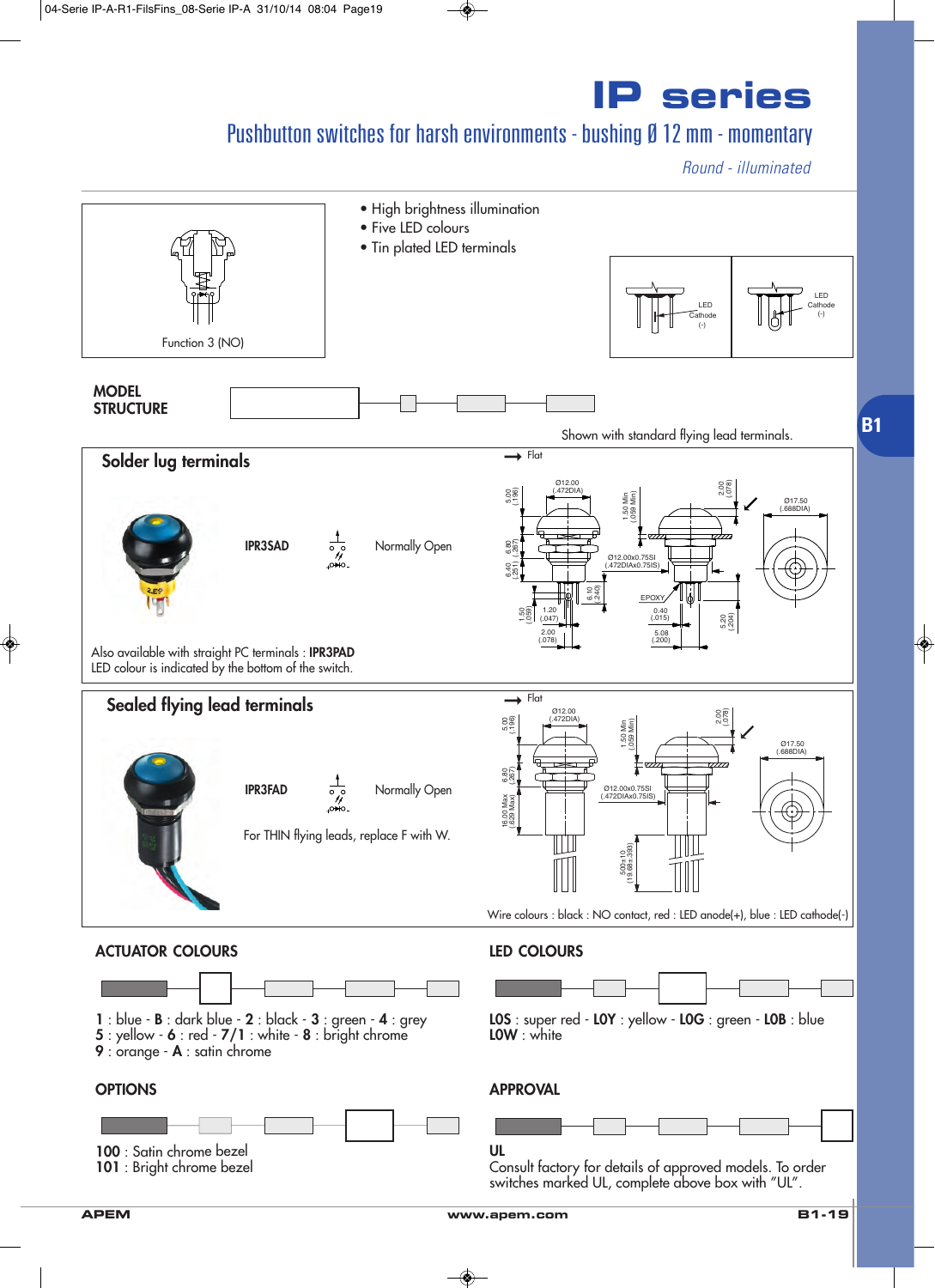# IP series

## Pushbutton switches for harsh environments - bushing Ø 12 mm - momentary

*Round - illuminated*

Function 3 (NO)

- High brightness illumination
- Five LED colours
- Tin plated LED terminals

LED Cathode (-)

LED Cathode (-)

**MODEL STRUCTURE**

Shown with standard flying lead terminals.

B1

## Solder lug terminals

**IPR3SAD** Normally Open

Also available with straight PC terminals : **IPR3PAD**
LED colour is indicated by the bottom of the switch.

## Sealed flying lead terminals

**IPR3FAD** Normally Open

For THIN flying leads, replace F with W.

Wire colours : black : NO contact, red : LED anode(+), blue : LED cathode(-)

## ACTUATOR COLOURS

**1** : blue - **B** : dark blue - **2** : black - **3** : green - **4** : grey
**5** : yellow - **6** : red - **7/1** : white - **8** : bright chrome
**9** : orange - **A** : satin chrome

## LED COLOURS

**LOS** : super red - **LOY** : yellow - **LOG** : green - **LOB** : blue
**LOW** : white

## OPTIONS

**100** : Satin chrome bezel
**101** : Bright chrome bezel

## APPROVAL

**UL**
Consult factory for details of approved models. To order switches marked UL, complete above box with "UL".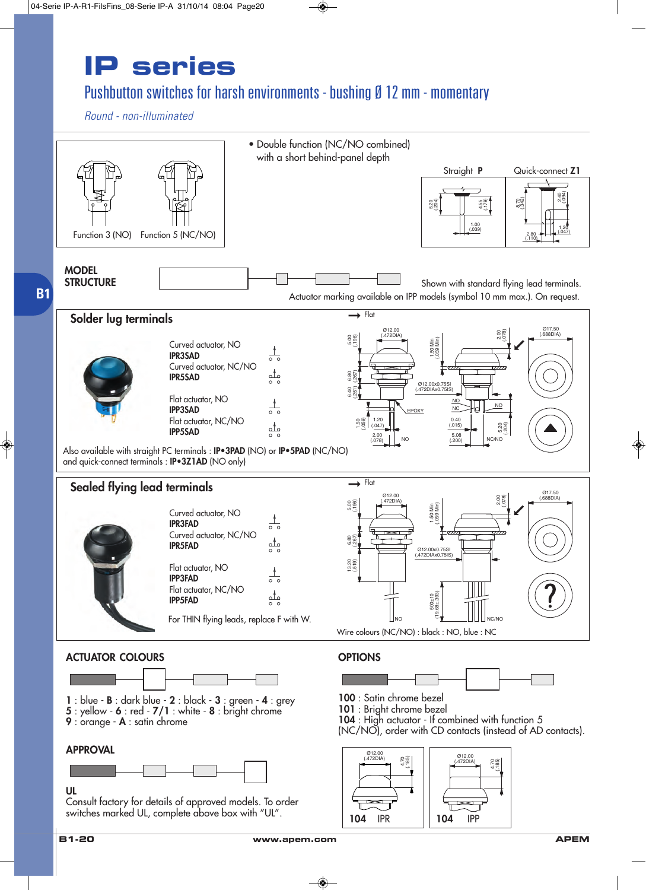# IP series

## Pushbutton switches for harsh environments - bushing Ø 12 mm - momentary

*Round - non-illuminated*

Function 3 (NO) Function 5 (NC/NO)

- Double function (NC/NO combined) with a short behind-panel depth

Straight **P** Quick-connect **Z1**

**MODEL STRUCTURE**

Shown with standard flying lead terminals.

Actuator marking available on IPP models (symbol 10 mm max.). On request.

### Solder lug terminals

Curved actuator, NO
**IPR3SAD**
Curved actuator, NC/NO
**IPR5SAD**

Flat actuator, NO
**IPP3SAD**
Flat actuator, NC/NO
**IPP5SAD**

Also available with straight PC terminals : **IP•3PAD** (NO) or **IP•5PAD** (NC/NO) and quick-connect terminals : **IP•3Z1AD** (NO only)

### Sealed flying lead terminals

Curved actuator, NO
**IPR3FAD**
Curved actuator, NC/NO
**IPR5FAD**

Flat actuator, NO
**IPP3FAD**
Flat actuator, NC/NO
**IPP5FAD**

For THIN flying leads, replace F with W.

Wire colours (NC/NO) : black : NO, blue : NC

### ACTUATOR COLOURS

**1** : blue - **B** : dark blue - **2** : black - **3** : green - **4** : grey
**5** : yellow - **6** : red - **7/1** : white - **8** : bright chrome
**9** : orange - **A** : satin chrome

### OPTIONS

**100** : Satin chrome bezel
**101** : Bright chrome bezel
**104** : High actuator - If combined with function 5 (NC/NO), order with CD contacts (instead of AD contacts).

**104** IPR **104** IPP

### APPROVAL

**UL**
Consult factory for details of approved models. To order switches marked UL, complete above box with "UL".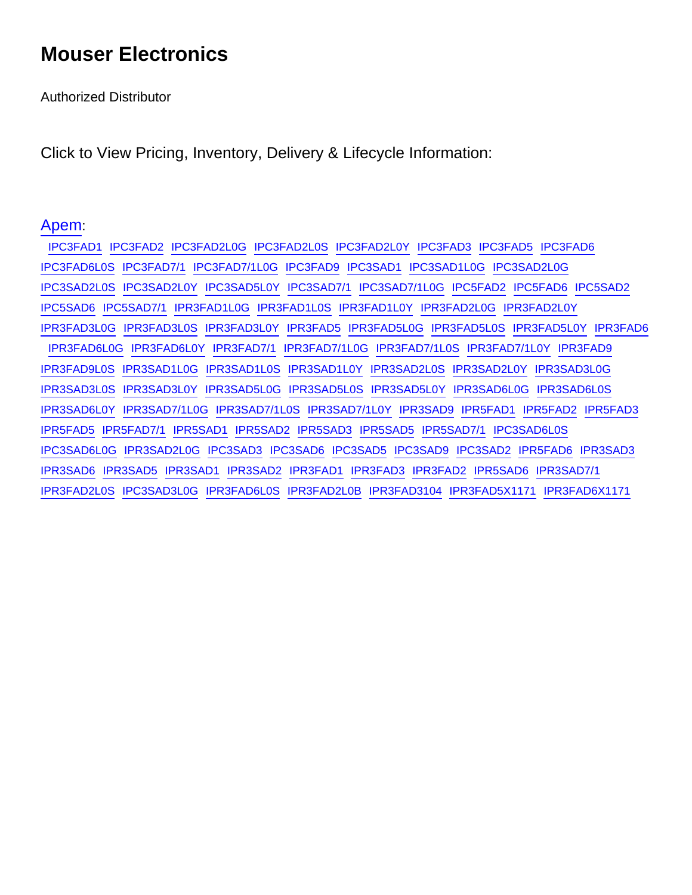# Mouser Electronics

Authorized Distributor

Click to View Pricing, Inventory, Delivery & Lifecycle Information:

Apem:

IPC3FAD1 IPC3FAD2 IPC3FAD2L0G IPC3FAD2L0S IPC3FAD2L0Y IPC3FAD3 IPC3FAD5 IPC3FAD6 IPC3FAD6L0S IPC3FAD7/1 IPC3FAD7/1L0G IPC3FAD9 IPC3SAD1 IPC3SAD1L0G IPC3SAD2L0G IPC3SAD2L0S IPC3SAD2L0Y IPC3SAD5L0Y IPC3SAD7/1 IPC3SAD7/1L0G IPC5FAD2 IPC5FAD6 IPC5SAD2 IPC5SAD6 IPC5SAD7/1 IPR3FAD1L0G IPR3FAD1L0S IPR3FAD1L0Y IPR3FAD2L0G IPR3FAD2L0Y IPR3FAD3L0G IPR3FAD3L0S IPR3FAD3L0Y IPR3FAD5 IPR3FAD5L0G IPR3FAD5L0S IPR3FAD5L0Y IPR3FAD6 IPR3FAD6L0G IPR3FAD6L0Y IPR3FAD7/1 IPR3FAD7/1L0G IPR3FAD7/1L0S IPR3FAD7/1L0Y IPR3FAD9 IPR3FAD9L0S IPR3SAD1L0G IPR3SAD1L0S IPR3SAD1L0Y IPR3SAD2L0S IPR3SAD2L0Y IPR3SAD3L0G IPR3SAD3L0S IPR3SAD3L0Y IPR3SAD5L0G IPR3SAD5L0S IPR3SAD5L0Y IPR3SAD6L0G IPR3SAD6L0S IPR3SAD6L0Y IPR3SAD7/1L0G IPR3SAD7/1L0S IPR3SAD7/1L0Y IPR3SAD9 IPR5FAD1 IPR5FAD2 IPR5FAD3 IPR5FAD5 IPR5FAD7/1 IPR5SAD1 IPR5SAD2 IPR5SAD3 IPR5SAD5 IPR5SAD7/1 IPC3SAD6L0S IPC3SAD6L0G IPR3SAD2L0G IPC3SAD3 IPC3SAD6 IPC3SAD5 IPC3SAD9 IPC3SAD2 IPR5FAD6 IPR3SAD3 IPR3SAD6 IPR3SAD5 IPR3SAD1 IPR3SAD2 IPR3FAD1 IPR3FAD3 IPR3FAD2 IPR5SAD6 IPR3SAD7/1 IPR3FAD2L0S IPC3SAD3L0G IPR3FAD6L0S IPR3FAD2L0B IPR3FAD3104 IPR3FAD5X1171 IPR3FAD6X1171